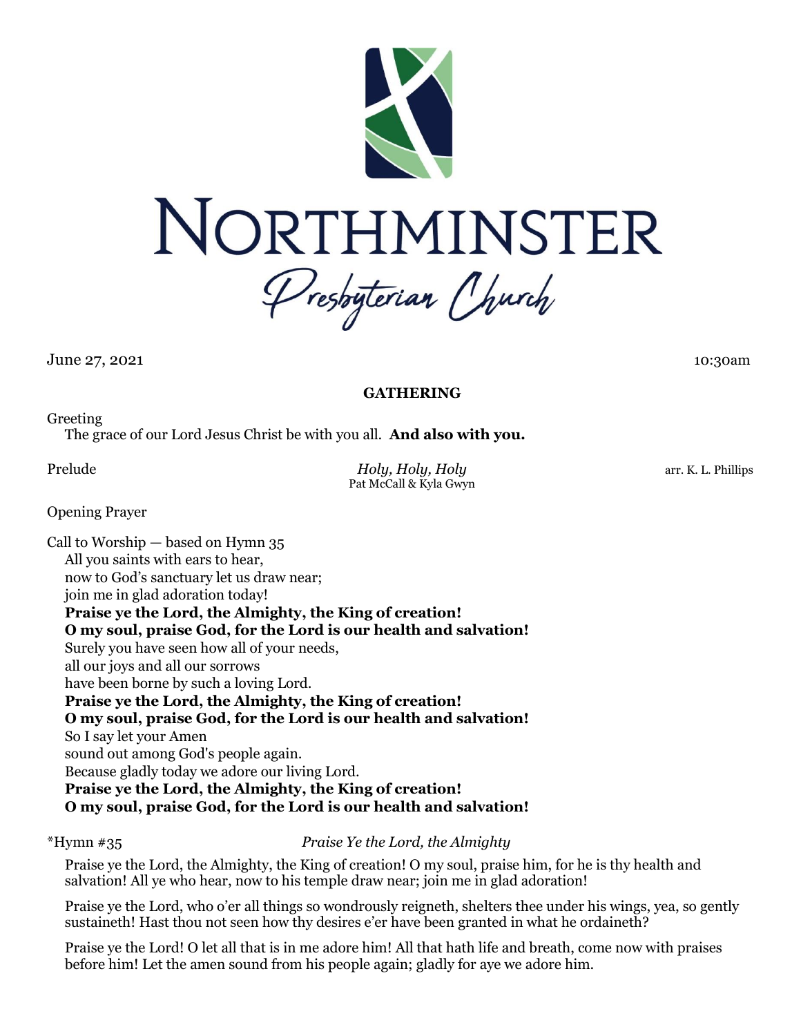# NORTHMINSTER

*Presbyterian Church*

June 27, 2021 10:30am

## GATHERING

Greeting

The grace of our Lord Jesus Christ be with you all. **And also with you.**

Prelude *Holy, Holy, Holy* arr. K. L. Phillips

Pat McCall & Kyla Gwyn

Opening Prayer

Call to Worship — based on Hymn 35

All you saints with ears to hear,
now to God's sanctuary let us draw near;
join me in glad adoration today!
**Praise ye the Lord, the Almighty, the King of creation!**
**O my soul, praise God, for the Lord is our health and salvation!**
Surely you have seen how all of your needs,
all our joys and all our sorrows
have been borne by such a loving Lord.
**Praise ye the Lord, the Almighty, the King of creation!**
**O my soul, praise God, for the Lord is our health and salvation!**
So I say let your Amen
sound out among God's people again.
Because gladly today we adore our living Lord.
**Praise ye the Lord, the Almighty, the King of creation!**
**O my soul, praise God, for the Lord is our health and salvation!**

*Hymn #35 *Praise Ye the Lord, the Almighty*

Praise ye the Lord, the Almighty, the King of creation! O my soul, praise him, for he is thy health and salvation! All ye who hear, now to his temple draw near; join me in glad adoration!

Praise ye the Lord, who o'er all things so wondrously reigneth, shelters thee under his wings, yea, so gently sustaineth! Hast thou not seen how thy desires e'er have been granted in what he ordaineth?

Praise ye the Lord! O let all that is in me adore him! All that hath life and breath, come now with praises before him! Let the amen sound from his people again; gladly for aye we adore him.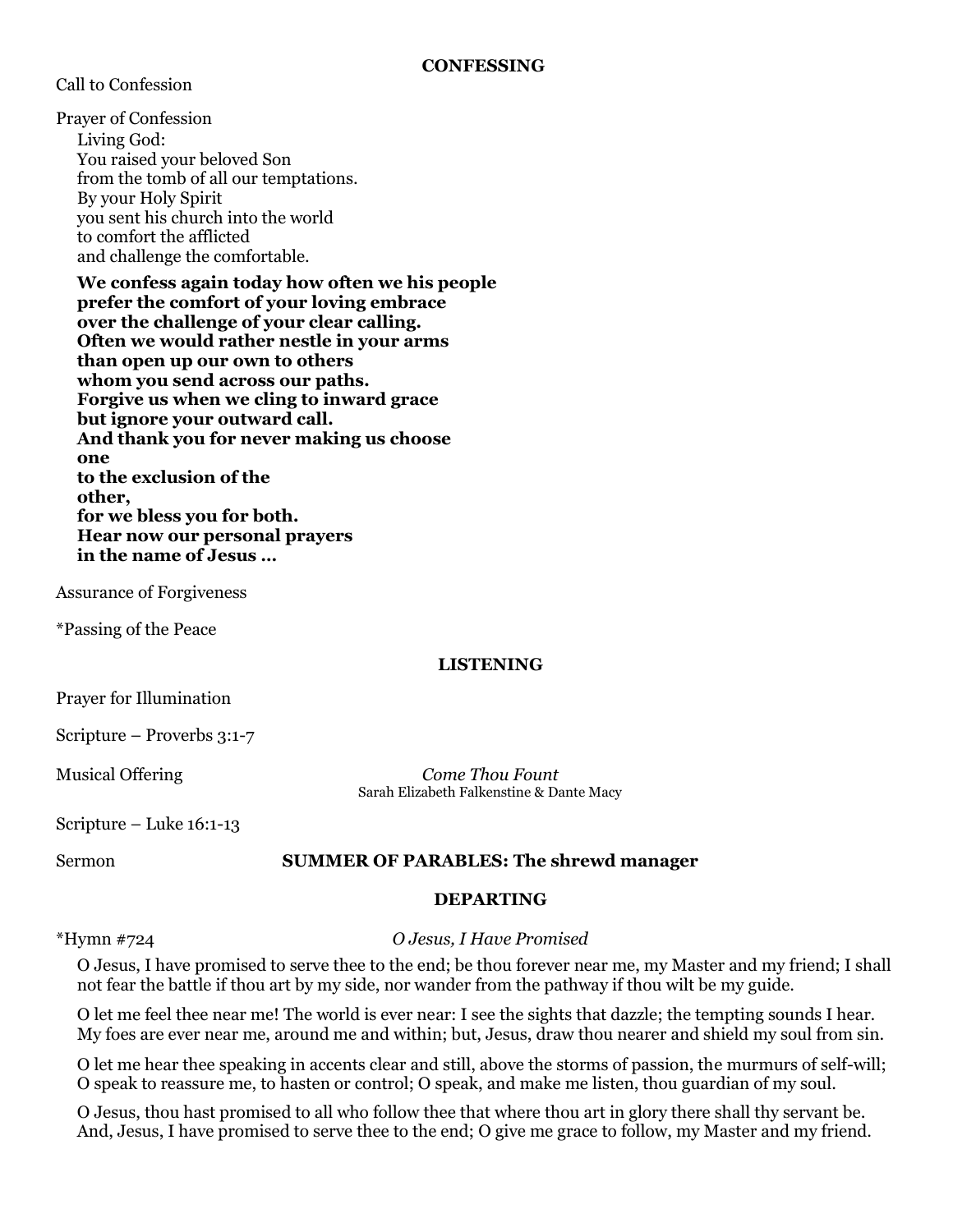## CONFESSING

Call to Confession

Prayer of Confession

Living God:
You raised your beloved Son
from the tomb of all our temptations.
By your Holy Spirit
you sent his church into the world
to comfort the afflicted
and challenge the comfortable.

**We confess again today how often we his people
prefer the comfort of your loving embrace
over the challenge of your clear calling.
Often we would rather nestle in your arms
than open up our own to others
whom you send across our paths.
Forgive us when we cling to inward grace
but ignore your outward call.
And thank you for never making us choose
one
to the exclusion of the
other,
for we bless you for both.
Hear now our personal prayers
in the name of Jesus …**

Assurance of Forgiveness

*Passing of the Peace

## LISTENING

Prayer for Illumination

Scripture – Proverbs 3:1-7

Musical Offering *Come Thou Fount*
Sarah Elizabeth Falkenstine & Dante Macy

Scripture – Luke 16:1-13

Sermon **SUMMER OF PARABLES: The shrewd manager**

## DEPARTING

*Hymn #724 *O Jesus, I Have Promised*

O Jesus, I have promised to serve thee to the end; be thou forever near me, my Master and my friend; I shall not fear the battle if thou art by my side, nor wander from the pathway if thou wilt be my guide.

O let me feel thee near me! The world is ever near: I see the sights that dazzle; the tempting sounds I hear. My foes are ever near me, around me and within; but, Jesus, draw thou nearer and shield my soul from sin.

O let me hear thee speaking in accents clear and still, above the storms of passion, the murmurs of self-will; O speak to reassure me, to hasten or control; O speak, and make me listen, thou guardian of my soul.

O Jesus, thou hast promised to all who follow thee that where thou art in glory there shall thy servant be. And, Jesus, I have promised to serve thee to the end; O give me grace to follow, my Master and my friend.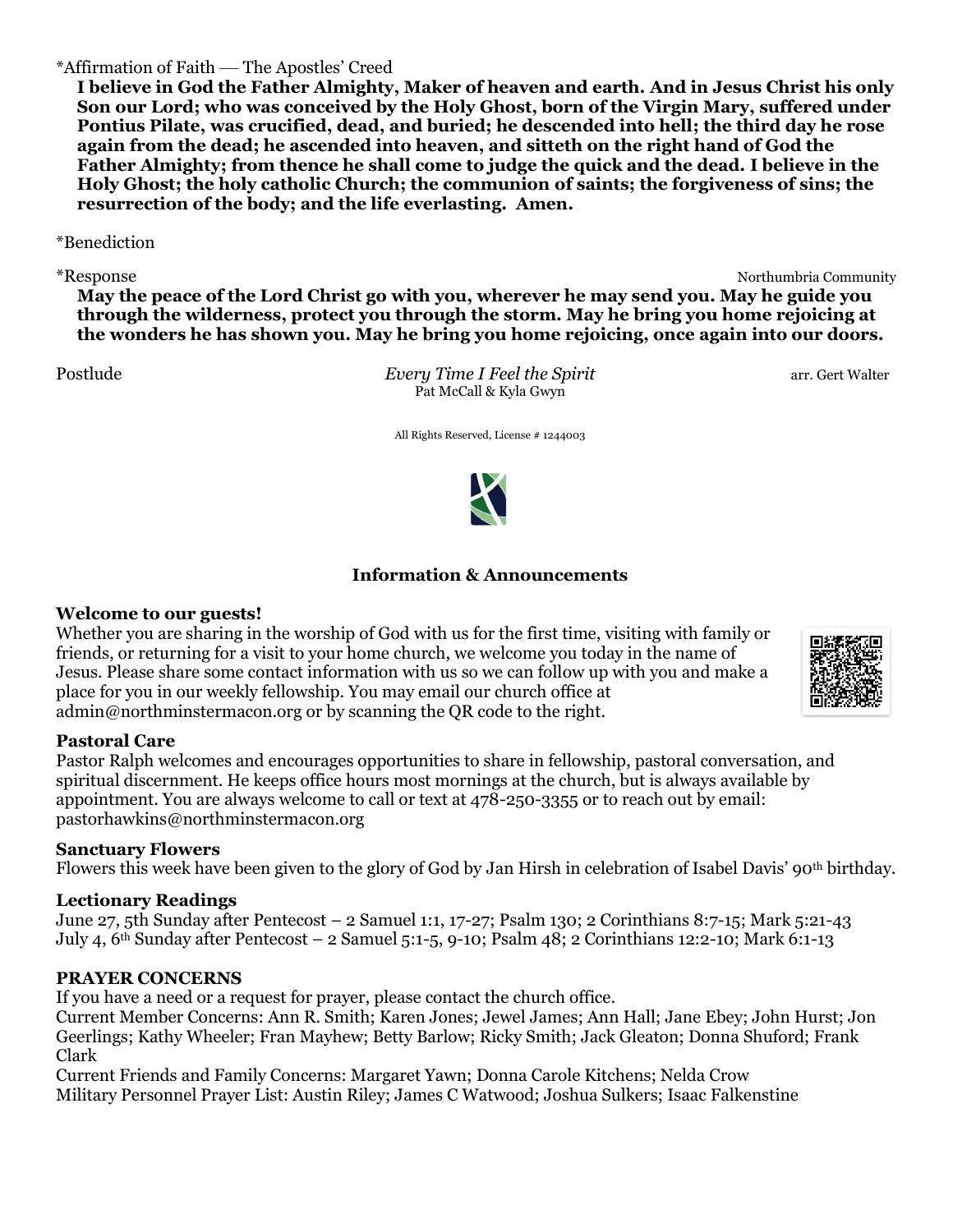*Affirmation of Faith — The Apostles' Creed

**I believe in God the Father Almighty, Maker of heaven and earth. And in Jesus Christ his only Son our Lord; who was conceived by the Holy Ghost, born of the Virgin Mary, suffered under Pontius Pilate, was crucified, dead, and buried; he descended into hell; the third day he rose again from the dead; he ascended into heaven, and sitteth on the right hand of God the Father Almighty; from thence he shall come to judge the quick and the dead. I believe in the Holy Ghost; the holy catholic Church; the communion of saints; the forgiveness of sins; the resurrection of the body; and the life everlasting. Amen.**

*Benediction

*Response — Northumbria Community

**May the peace of the Lord Christ go with you, wherever he may send you. May he guide you through the wilderness, protect you through the storm. May he bring you home rejoicing at the wonders he has shown you. May he bring you home rejoicing, once again into our doors.**

Postlude — *Every Time I Feel the Spirit* — arr. Gert Walter
Pat McCall & Kyla Gwyn

All Rights Reserved, License # 1244003

## Information & Announcements

**Welcome to our guests!**

Whether you are sharing in the worship of God with us for the first time, visiting with family or friends, or returning for a visit to your home church, we welcome you today in the name of Jesus. Please share some contact information with us so we can follow up with you and make a place for you in our weekly fellowship. You may email our church office at admin@northminstermacon.org or by scanning the QR code to the right.

**Pastoral Care**

Pastor Ralph welcomes and encourages opportunities to share in fellowship, pastoral conversation, and spiritual discernment. He keeps office hours most mornings at the church, but is always available by appointment. You are always welcome to call or text at 478-250-3355 or to reach out by email: pastorhawkins@northminstermacon.org

**Sanctuary Flowers**

Flowers this week have been given to the glory of God by Jan Hirsh in celebration of Isabel Davis' 90th birthday.

**Lectionary Readings**

June 27, 5th Sunday after Pentecost – 2 Samuel 1:1, 17-27; Psalm 130; 2 Corinthians 8:7-15; Mark 5:21-43
July 4, 6th Sunday after Pentecost – 2 Samuel 5:1-5, 9-10; Psalm 48; 2 Corinthians 12:2-10; Mark 6:1-13

**PRAYER CONCERNS**

If you have a need or a request for prayer, please contact the church office.

Current Member Concerns: Ann R. Smith; Karen Jones; Jewel James; Ann Hall; Jane Ebey; John Hurst; Jon Geerlings; Kathy Wheeler; Fran Mayhew; Betty Barlow; Ricky Smith; Jack Gleaton; Donna Shuford; Frank Clark

Current Friends and Family Concerns: Margaret Yawn; Donna Carole Kitchens; Nelda Crow

Military Personnel Prayer List: Austin Riley; James C Watwood; Joshua Sulkers; Isaac Falkenstine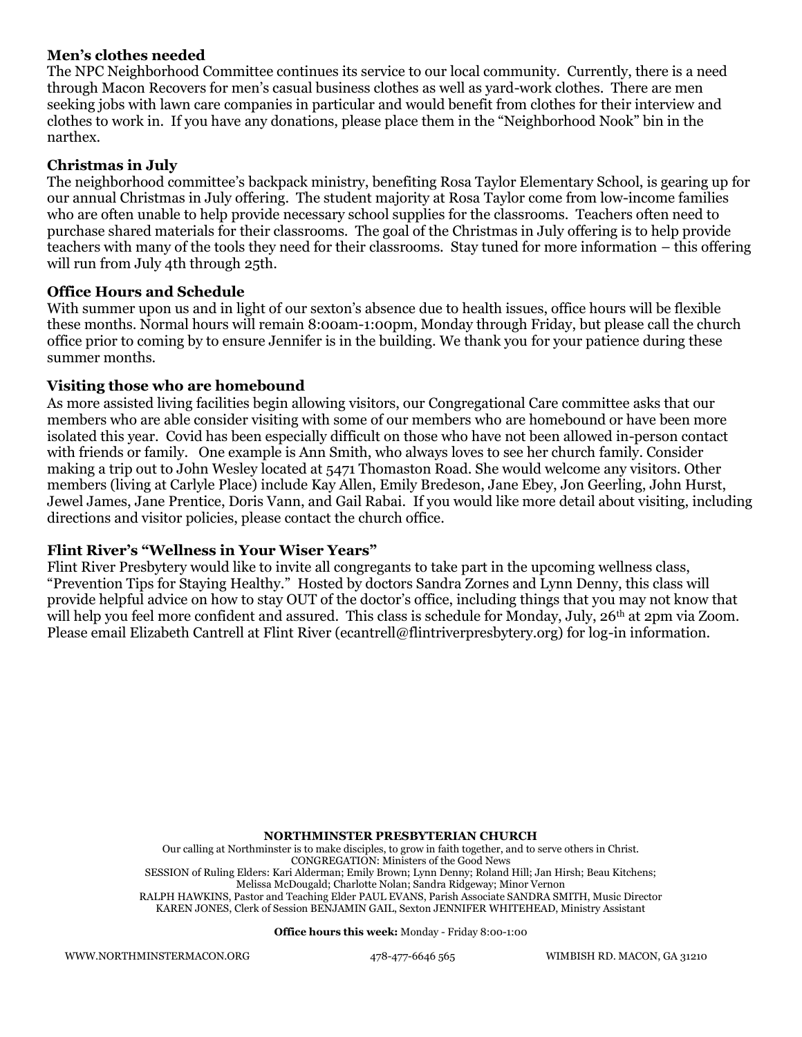### Men's clothes needed

The NPC Neighborhood Committee continues its service to our local community. Currently, there is a need through Macon Recovers for men's casual business clothes as well as yard-work clothes. There are men seeking jobs with lawn care companies in particular and would benefit from clothes for their interview and clothes to work in. If you have any donations, please place them in the "Neighborhood Nook" bin in the narthex.

### Christmas in July

The neighborhood committee's backpack ministry, benefiting Rosa Taylor Elementary School, is gearing up for our annual Christmas in July offering. The student majority at Rosa Taylor come from low-income families who are often unable to help provide necessary school supplies for the classrooms. Teachers often need to purchase shared materials for their classrooms. The goal of the Christmas in July offering is to help provide teachers with many of the tools they need for their classrooms. Stay tuned for more information – this offering will run from July 4th through 25th.

### Office Hours and Schedule

With summer upon us and in light of our sexton's absence due to health issues, office hours will be flexible these months. Normal hours will remain 8:00am-1:00pm, Monday through Friday, but please call the church office prior to coming by to ensure Jennifer is in the building. We thank you for your patience during these summer months.

### Visiting those who are homebound

As more assisted living facilities begin allowing visitors, our Congregational Care committee asks that our members who are able consider visiting with some of our members who are homebound or have been more isolated this year. Covid has been especially difficult on those who have not been allowed in-person contact with friends or family. One example is Ann Smith, who always loves to see her church family. Consider making a trip out to John Wesley located at 5471 Thomaston Road. She would welcome any visitors. Other members (living at Carlyle Place) include Kay Allen, Emily Bredeson, Jane Ebey, Jon Geerling, John Hurst, Jewel James, Jane Prentice, Doris Vann, and Gail Rabai. If you would like more detail about visiting, including directions and visitor policies, please contact the church office.

### Flint River's "Wellness in Your Wiser Years"

Flint River Presbytery would like to invite all congregants to take part in the upcoming wellness class, "Prevention Tips for Staying Healthy." Hosted by doctors Sandra Zornes and Lynn Denny, this class will provide helpful advice on how to stay OUT of the doctor's office, including things that you may not know that will help you feel more confident and assured. This class is schedule for Monday, July, 26th at 2pm via Zoom. Please email Elizabeth Cantrell at Flint River (ecantrell@flintriverpresbytery.org) for log-in information.

**NORTHMINSTER PRESBYTERIAN CHURCH**

Our calling at Northminster is to make disciples, to grow in faith together, and to serve others in Christ.
CONGREGATION: Ministers of the Good News
SESSION of Ruling Elders: Kari Alderman; Emily Brown; Lynn Denny; Roland Hill; Jan Hirsh; Beau Kitchens; Melissa McDougald; Charlotte Nolan; Sandra Ridgeway; Minor Vernon
RALPH HAWKINS, Pastor and Teaching Elder PAUL EVANS, Parish Associate SANDRA SMITH, Music Director
KAREN JONES, Clerk of Session BENJAMIN GAIL, Sexton JENNIFER WHITEHEAD, Ministry Assistant

**Office hours this week:** Monday - Friday 8:00-1:00

WWW.NORTHMINSTERMACON.ORG 478-477-6646 565 WIMBISH RD. MACON, GA 31210